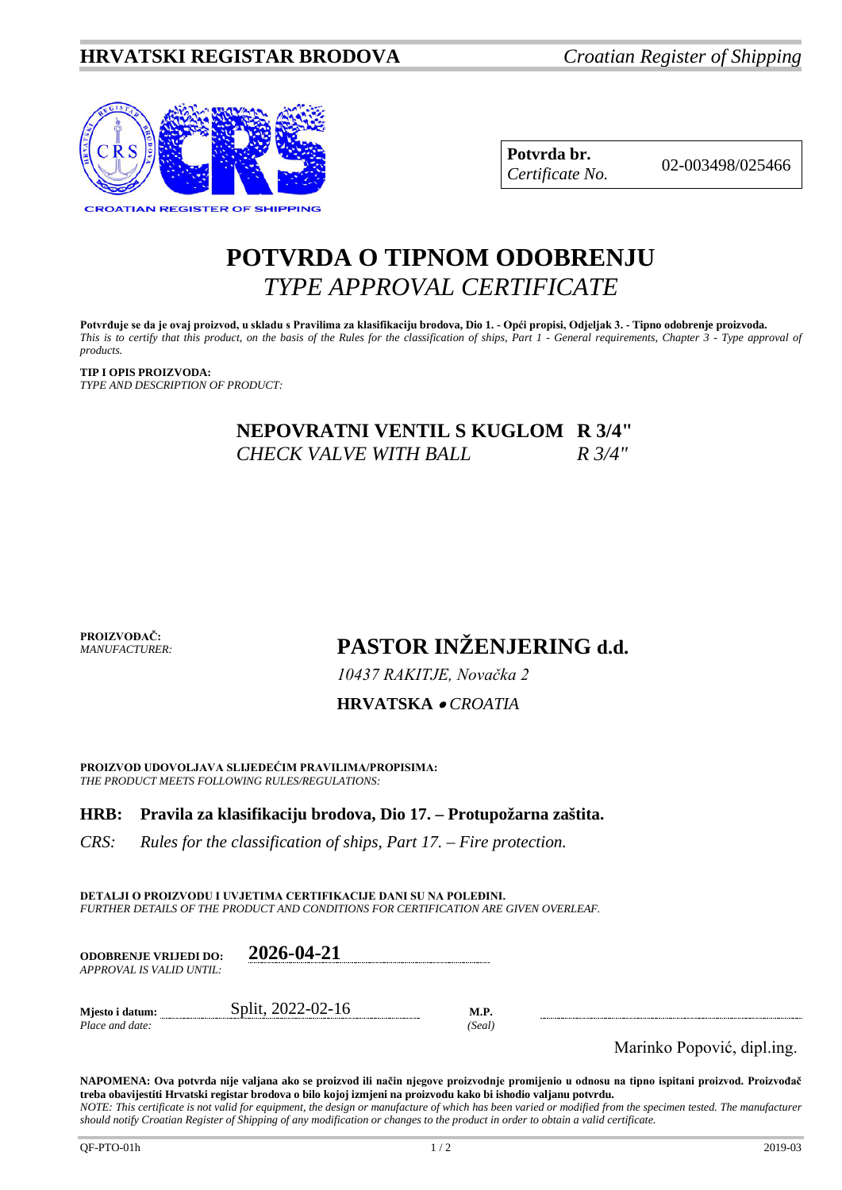**HRVATSKI REGISTAR BRODOVA** *Croatian Register of Shipping*

| **Potvrda br.** *Certificate No.* | 02-003498/025466 |
| --- | --- |

# POTVRDA O TIPNOM ODOBRENJU
## *TYPE APPROVAL CERTIFICATE*

**Potvrđuje se da je ovaj proizvod, u skladu s Pravilima za klasifikaciju brodova, Dio 1. - Opći propisi, Odjeljak 3. - Tipno odobrenje proizvoda.**
*This is to certify that this product, on the basis of the Rules for the classification of ships, Part 1 - General requirements, Chapter 3 - Type approval of products.*

**TIP I OPIS PROIZVODA:**
*TYPE AND DESCRIPTION OF PRODUCT:*

**NEPOVRATNI VENTIL S KUGLOM R 3/4"**
*CHECK VALVE WITH BALL R 3/4"*

**PROIZVOĐAČ:**
*MANUFACTURER:*

**PASTOR INŽENJERING d.d.**
*10437 RAKITJE, Novačka 2*
**HRVATSKA** • *CROATIA*

**PROIZVOD UDOVOLJAVA SLIJEDEĆIM PRAVILIMA/PROPISIMA:**
*THE PRODUCT MEETS FOLLOWING RULES/REGULATIONS:*

**HRB: Pravila za klasifikaciju brodova, Dio 17. – Protupožarna zaštita.**

*CRS: Rules for the classification of ships, Part 17. – Fire protection.*

**DETALJI O PROIZVODU I UVJETIMA CERTIFIKACIJE DANI SU NA POLEĐINI.**
*FURTHER DETAILS OF THE PRODUCT AND CONDITIONS FOR CERTIFICATION ARE GIVEN OVERLEAF.*

**ODOBRENJE VRIJEDI DO:** *APPROVAL IS VALID UNTIL:* **2026-04-21**

**Mjesto i datum:** *Place and date:* Split, 2022-02-16

**M.P.** *(Seal)*

Marinko Popović, dipl.ing.

**NAPOMENA: Ova potvrda nije valjana ako se proizvod ili način njegove proizvodnje promijenio u odnosu na tipno ispitani proizvod. Proizvođač treba obavijestiti Hrvatski registar brodova o bilo kojoj izmjeni na proizvodu kako bi ishodio valjanu potvrdu.**
*NOTE: This certificate is not valid for equipment, the design or manufacture of which has been varied or modified from the specimen tested. The manufacturer should notify Croatian Register of Shipping of any modification or changes to the product in order to obtain a valid certificate.*

QF-PTO-01h 2019-03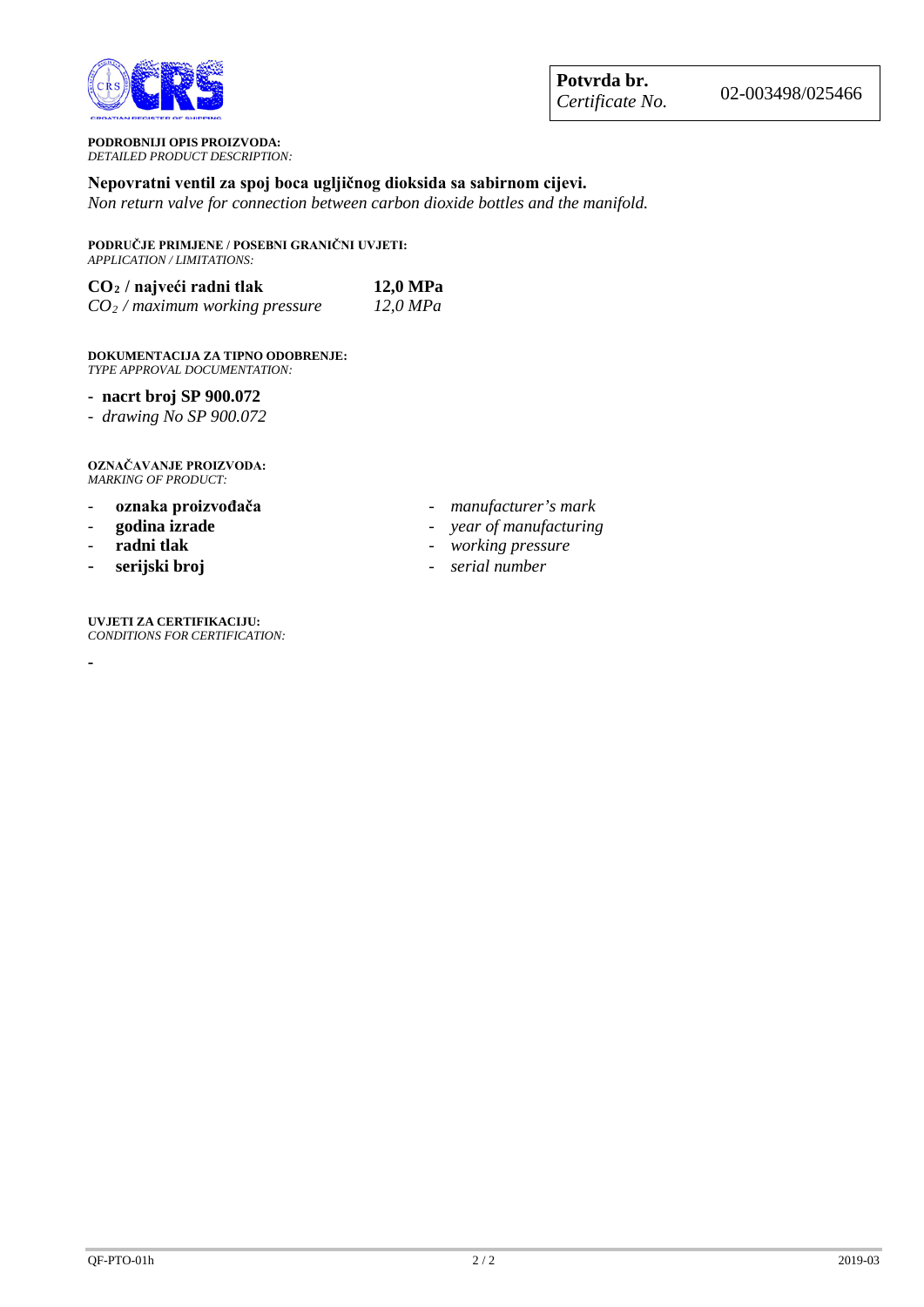| | |
|---|---|
| **Potvrda br.** *Certificate No.* | 02-003498/025466 |

**PODROBNIJI OPIS PROIZVODA:**
*DETAILED PRODUCT DESCRIPTION:*

**Nepovratni ventil za spoj boca ugljičnog dioksida sa sabirnom cijevi.**
*Non return valve for connection between carbon dioxide bottles and the manifold.*

**PODRUČJE PRIMJENE / POSEBNI GRANIČNI UVJETI:**
*APPLICATION / LIMITATIONS:*

| | |
|---|---|
| **$CO_2$ / najveći radni tlak** | **12,0 MPa** |
| *$CO_2$ / maximum working pressure* | *12,0 MPa* |

**DOKUMENTACIJA ZA TIPNO ODOBRENJE:**
*TYPE APPROVAL DOCUMENTATION:*

- **nacrt broj SP 900.072**
- *drawing No SP 900.072*

**OZNAČAVANJE PROIZVODA:**
*MARKING OF PRODUCT:*

- **oznaka proizvođača** - *manufacturer's mark*
- **godina izrade** - *year of manufacturing*
- **radni tlak** - *working pressure*
- **serijski broj** - *serial number*

**UVJETI ZA CERTIFIKACIJU:**
*CONDITIONS FOR CERTIFICATION:*

-

QF-PTO-01h 2019-03